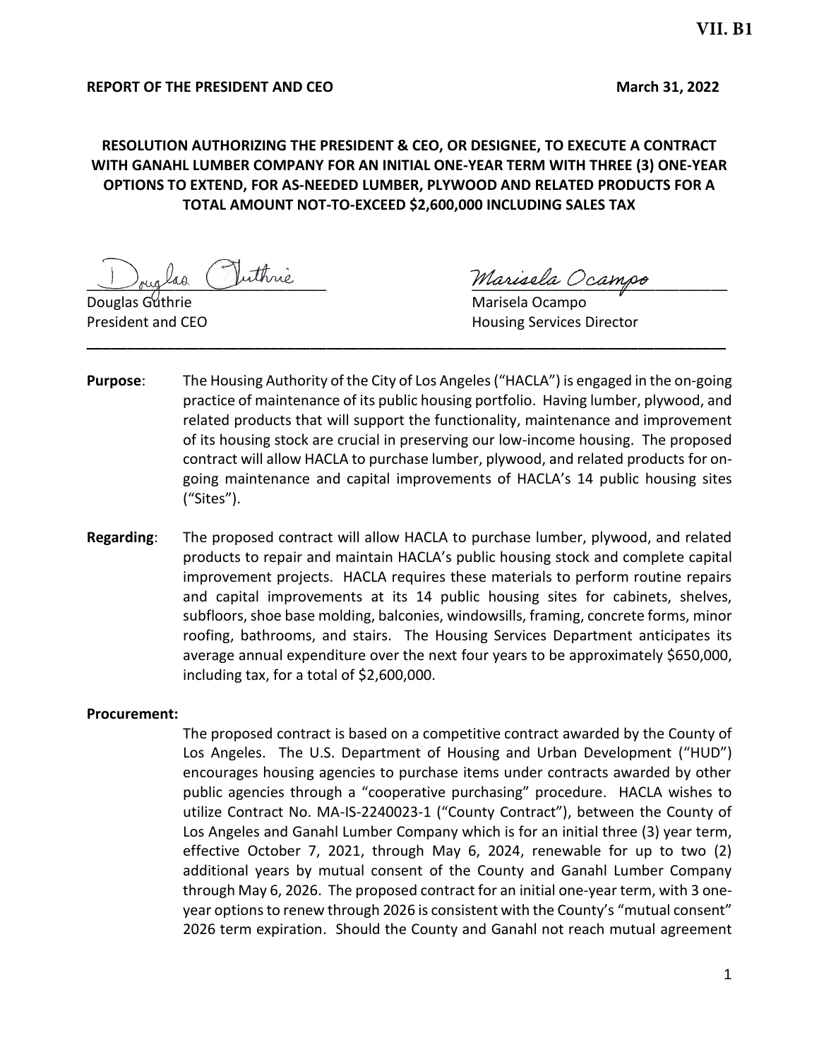VII. B1

**REPORT OF THE PRESIDENT AND CEO** **March 31, 2022**

**RESOLUTION AUTHORIZING THE PRESIDENT & CEO, OR DESIGNEE, TO EXECUTE A CONTRACT WITH GANAHL LUMBER COMPANY FOR AN INITIAL ONE-YEAR TERM WITH THREE (3) ONE-YEAR OPTIONS TO EXTEND, FOR AS-NEEDED LUMBER, PLYWOOD AND RELATED PRODUCTS FOR A TOTAL AMOUNT NOT-TO-EXCEED $2,600,000 INCLUDING SALES TAX**

Douglas Guthrie
President and CEO

Marisela Ocampo
Housing Services Director

---

**Purpose**: The Housing Authority of the City of Los Angeles ("HACLA") is engaged in the on-going practice of maintenance of its public housing portfolio. Having lumber, plywood, and related products that will support the functionality, maintenance and improvement of its housing stock are crucial in preserving our low-income housing. The proposed contract will allow HACLA to purchase lumber, plywood, and related products for on-going maintenance and capital improvements of HACLA's 14 public housing sites ("Sites").

**Regarding**: The proposed contract will allow HACLA to purchase lumber, plywood, and related products to repair and maintain HACLA's public housing stock and complete capital improvement projects. HACLA requires these materials to perform routine repairs and capital improvements at its 14 public housing sites for cabinets, shelves, subfloors, shoe base molding, balconies, windowsills, framing, concrete forms, minor roofing, bathrooms, and stairs. The Housing Services Department anticipates its average annual expenditure over the next four years to be approximately $650,000, including tax, for a total of $2,600,000.

**Procurement:**

The proposed contract is based on a competitive contract awarded by the County of Los Angeles. The U.S. Department of Housing and Urban Development ("HUD") encourages housing agencies to purchase items under contracts awarded by other public agencies through a "cooperative purchasing" procedure. HACLA wishes to utilize Contract No. MA-IS-2240023-1 ("County Contract"), between the County of Los Angeles and Ganahl Lumber Company which is for an initial three (3) year term, effective October 7, 2021, through May 6, 2024, renewable for up to two (2) additional years by mutual consent of the County and Ganahl Lumber Company through May 6, 2026. The proposed contract for an initial one-year term, with 3 one-year options to renew through 2026 is consistent with the County's "mutual consent" 2026 term expiration. Should the County and Ganahl not reach mutual agreement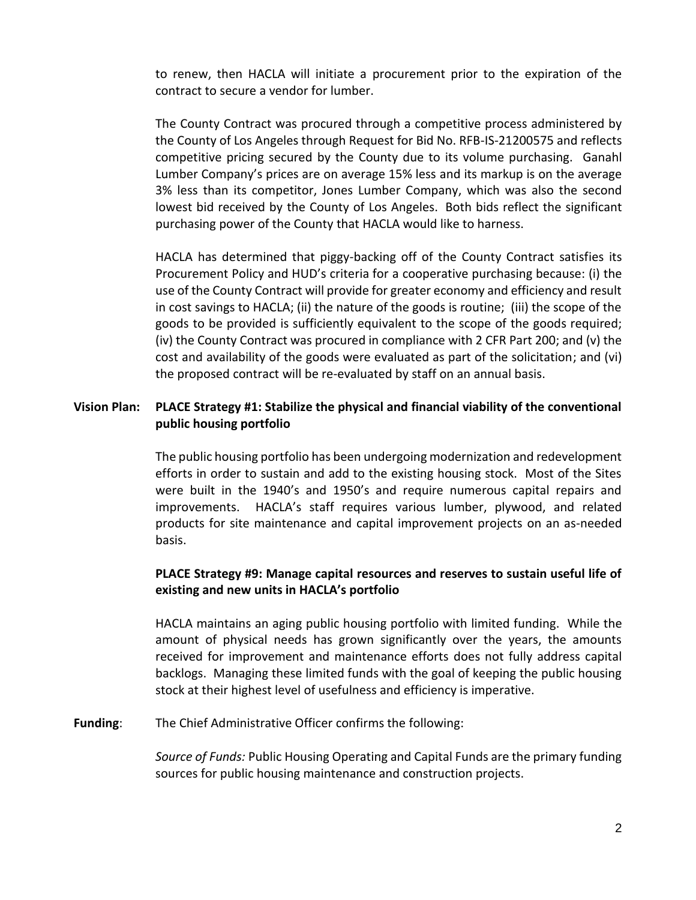to renew, then HACLA will initiate a procurement prior to the expiration of the contract to secure a vendor for lumber.

The County Contract was procured through a competitive process administered by the County of Los Angeles through Request for Bid No. RFB-IS-21200575 and reflects competitive pricing secured by the County due to its volume purchasing. Ganahl Lumber Company's prices are on average 15% less and its markup is on the average 3% less than its competitor, Jones Lumber Company, which was also the second lowest bid received by the County of Los Angeles. Both bids reflect the significant purchasing power of the County that HACLA would like to harness.

HACLA has determined that piggy-backing off of the County Contract satisfies its Procurement Policy and HUD's criteria for a cooperative purchasing because: (i) the use of the County Contract will provide for greater economy and efficiency and result in cost savings to HACLA; (ii) the nature of the goods is routine; (iii) the scope of the goods to be provided is sufficiently equivalent to the scope of the goods required; (iv) the County Contract was procured in compliance with 2 CFR Part 200; and (v) the cost and availability of the goods were evaluated as part of the solicitation; and (vi) the proposed contract will be re-evaluated by staff on an annual basis.

**Vision Plan: PLACE Strategy #1: Stabilize the physical and financial viability of the conventional public housing portfolio**

The public housing portfolio has been undergoing modernization and redevelopment efforts in order to sustain and add to the existing housing stock. Most of the Sites were built in the 1940's and 1950's and require numerous capital repairs and improvements. HACLA's staff requires various lumber, plywood, and related products for site maintenance and capital improvement projects on an as-needed basis.

**PLACE Strategy #9: Manage capital resources and reserves to sustain useful life of existing and new units in HACLA's portfolio**

HACLA maintains an aging public housing portfolio with limited funding. While the amount of physical needs has grown significantly over the years, the amounts received for improvement and maintenance efforts does not fully address capital backlogs. Managing these limited funds with the goal of keeping the public housing stock at their highest level of usefulness and efficiency is imperative.

**Funding**: The Chief Administrative Officer confirms the following:

*Source of Funds:* Public Housing Operating and Capital Funds are the primary funding sources for public housing maintenance and construction projects.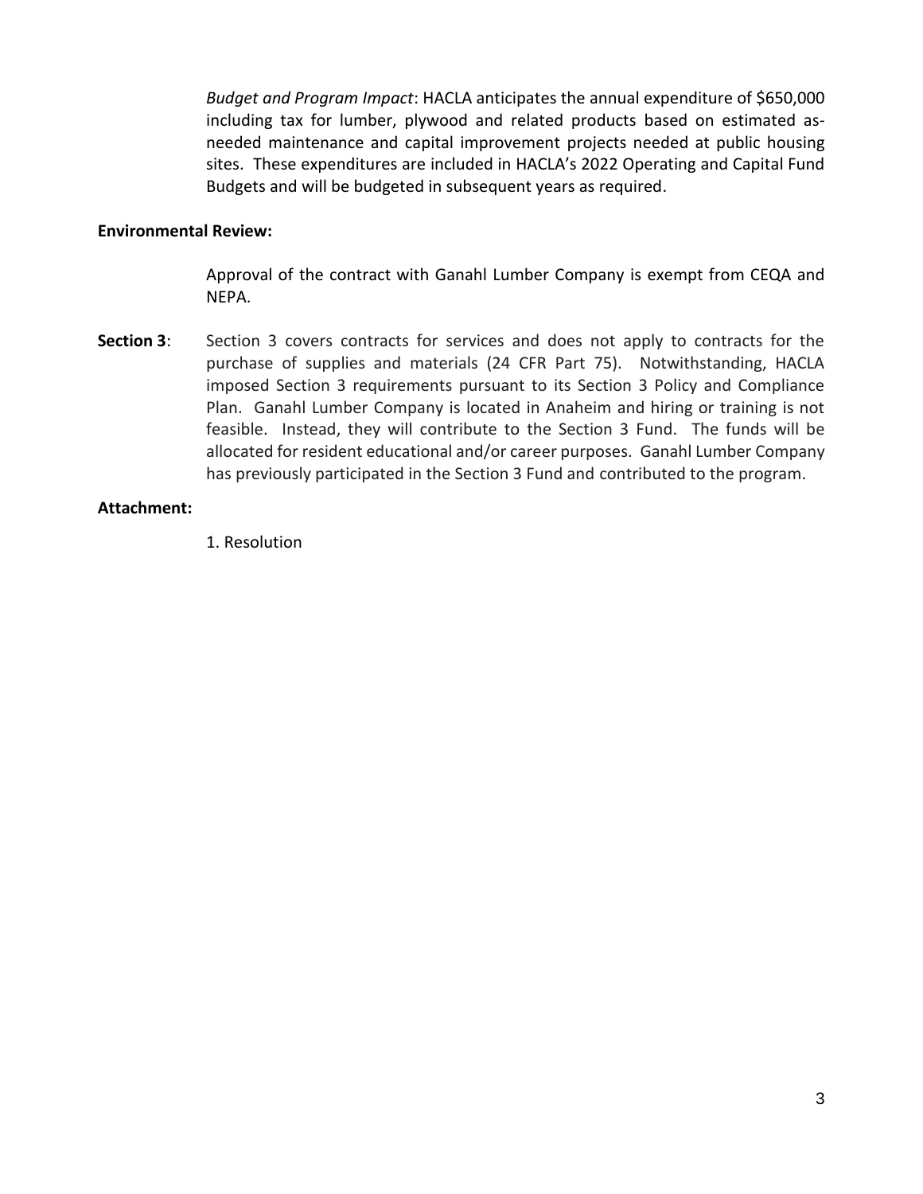*Budget and Program Impact*: HACLA anticipates the annual expenditure of $650,000 including tax for lumber, plywood and related products based on estimated as-needed maintenance and capital improvement projects needed at public housing sites. These expenditures are included in HACLA's 2022 Operating and Capital Fund Budgets and will be budgeted in subsequent years as required.

**Environmental Review:**

Approval of the contract with Ganahl Lumber Company is exempt from CEQA and NEPA.

**Section 3**: Section 3 covers contracts for services and does not apply to contracts for the purchase of supplies and materials (24 CFR Part 75). Notwithstanding, HACLA imposed Section 3 requirements pursuant to its Section 3 Policy and Compliance Plan. Ganahl Lumber Company is located in Anaheim and hiring or training is not feasible. Instead, they will contribute to the Section 3 Fund. The funds will be allocated for resident educational and/or career purposes. Ganahl Lumber Company has previously participated in the Section 3 Fund and contributed to the program.

**Attachment:**

1. Resolution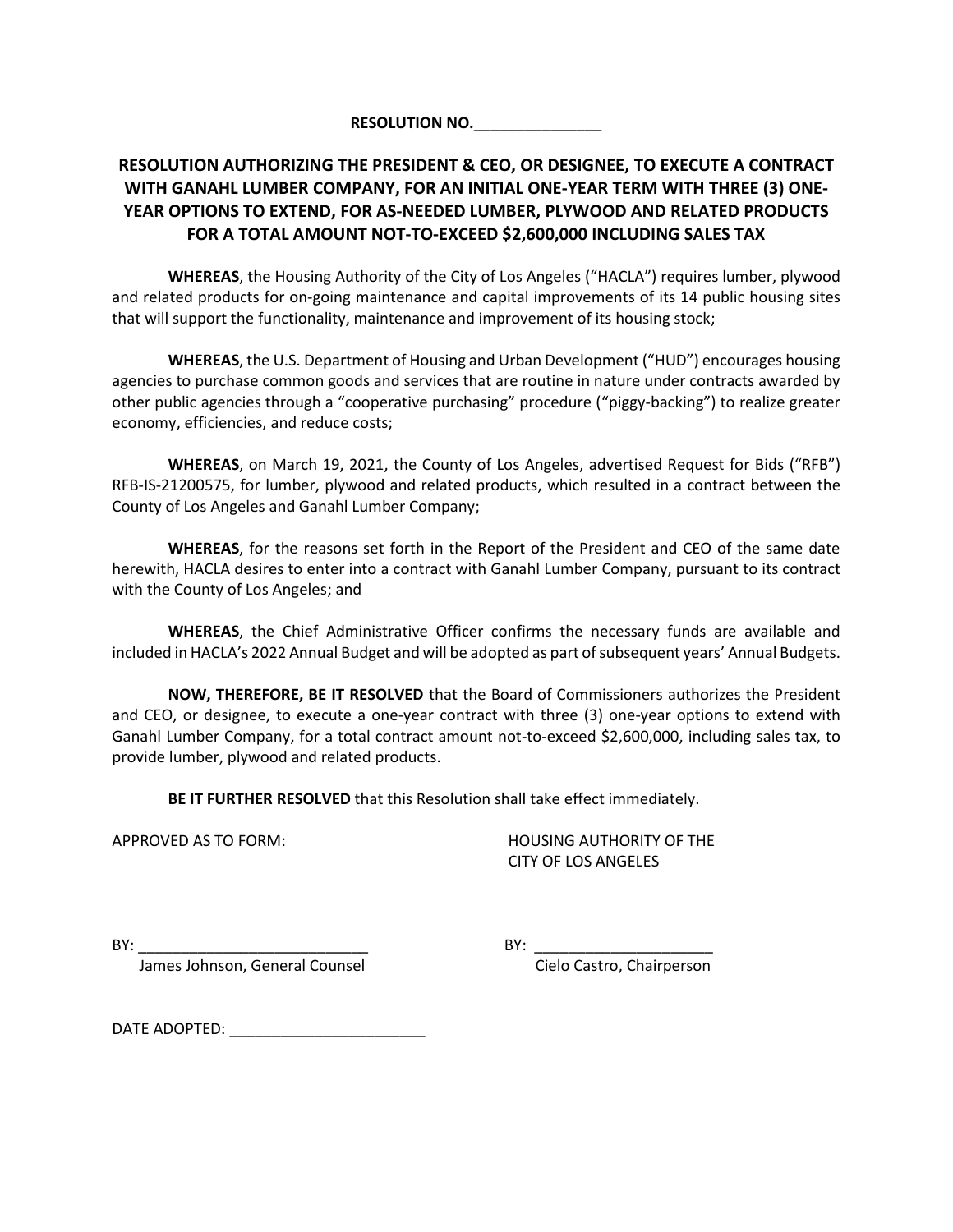**RESOLUTION NO.\_\_\_\_\_\_\_\_\_\_\_\_\_\_\_**

# RESOLUTION AUTHORIZING THE PRESIDENT & CEO, OR DESIGNEE, TO EXECUTE A CONTRACT WITH GANAHL LUMBER COMPANY, FOR AN INITIAL ONE-YEAR TERM WITH THREE (3) ONE-YEAR OPTIONS TO EXTEND, FOR AS-NEEDED LUMBER, PLYWOOD AND RELATED PRODUCTS FOR A TOTAL AMOUNT NOT-TO-EXCEED $2,600,000 INCLUDING SALES TAX

**WHEREAS**, the Housing Authority of the City of Los Angeles ("HACLA") requires lumber, plywood and related products for on-going maintenance and capital improvements of its 14 public housing sites that will support the functionality, maintenance and improvement of its housing stock;

**WHEREAS**, the U.S. Department of Housing and Urban Development ("HUD") encourages housing agencies to purchase common goods and services that are routine in nature under contracts awarded by other public agencies through a "cooperative purchasing" procedure ("piggy-backing") to realize greater economy, efficiencies, and reduce costs;

**WHEREAS**, on March 19, 2021, the County of Los Angeles, advertised Request for Bids ("RFB") RFB-IS-21200575, for lumber, plywood and related products, which resulted in a contract between the County of Los Angeles and Ganahl Lumber Company;

**WHEREAS**, for the reasons set forth in the Report of the President and CEO of the same date herewith, HACLA desires to enter into a contract with Ganahl Lumber Company, pursuant to its contract with the County of Los Angeles; and

**WHEREAS**, the Chief Administrative Officer confirms the necessary funds are available and included in HACLA's 2022 Annual Budget and will be adopted as part of subsequent years' Annual Budgets.

**NOW, THEREFORE, BE IT RESOLVED** that the Board of Commissioners authorizes the President and CEO, or designee, to execute a one-year contract with three (3) one-year options to extend with Ganahl Lumber Company, for a total contract amount not-to-exceed $2,600,000, including sales tax, to provide lumber, plywood and related products.

**BE IT FURTHER RESOLVED** that this Resolution shall take effect immediately.

APPROVED AS TO FORM:

HOUSING AUTHORITY OF THE CITY OF LOS ANGELES

BY: \_\_\_\_\_\_\_\_\_\_\_\_\_\_\_\_\_\_\_\_\_\_\_\_\_\_\_
James Johnson, General Counsel

BY: \_\_\_\_\_\_\_\_\_\_\_\_\_\_\_\_\_\_\_\_\_\_
Cielo Castro, Chairperson

DATE ADOPTED: \_\_\_\_\_\_\_\_\_\_\_\_\_\_\_\_\_\_\_\_\_\_\_\_